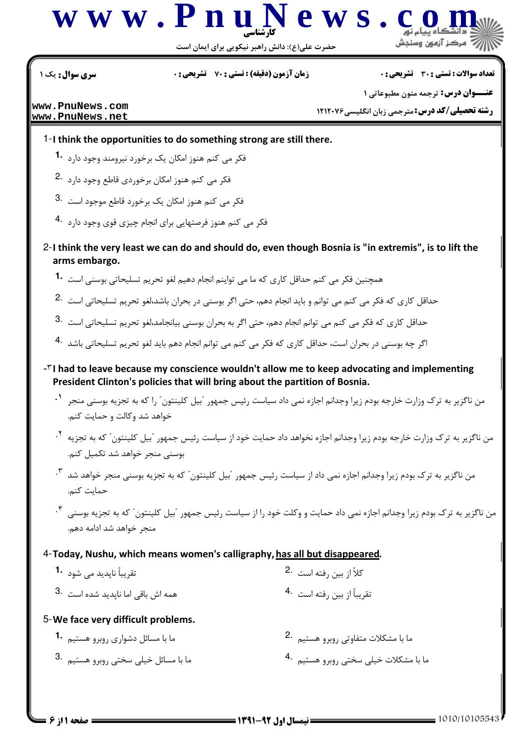**کارشناسی**

حضرت علی(ع): دانش راهبر نیکویی برای ایمان است

| سری سوال: یک ۱ | زمان آزمون (دقیقه) : تستی : ۷۰ تشریحی : ۰ | تعداد سوالات : تستی : ۳۰ تشریحی : ۰ |
|---|---|---|

**عنـــوان درس:** ترجمه متون مطبوعاتی ۱

**رشته تحصیلی/کد درس:** مترجمی زبان انگلیسی ۱۲۱۲۰۷۶

www.PnuNews.com
www.PnuNews.net

1- **I think the opportunities to do something strong are still there.**

1. فکر می کنم هنوز امکان یک برخورد نیرومند وجود دارد
2. فکر می کنم هنوز امکان برخوردی قاطع وجود دارد
3. فکر می کنم هنوز امکان یک برخورد قاطع موجود است
4. فکر می کنم هنوز فرصتهایی برای انجام چیزی قوی وجود دارد

2- **I think the very least we can do and should do, even though Bosnia is "in extremis", is to lift the arms embargo.**

1. همچنین فکر می کنم حداقل کاری که ما می توانیم انجام دهیم لغو تحریم تسلیحاتی بوسنی است
2. حداقل کاری که فکر می کنم می توانم و باید انجام دهم، حتی اگر بوسنی در بحران باشد،لغو تحریم تسلیحاتی است
3. حداقل کاری که فکر می کنم می توانم انجام دهم، حتی اگر به بحران بوسنی بیانجامد،لغو تحریم تسلیحاتی است
4. اگر چه بوسنی در بحران است، حداقل کاری که فکر می کنم می توانم انجام دهم باید لغو تحریم تسلیحاتی باشد

3- **I had to leave because my conscience wouldn't allow me to keep advocating and implementing President Clinton's policies that will bring about the partition of Bosnia.**

1. من ناگزیر به ترک وزارت خارجه بودم زیرا وجدانم اجازه نمی داد سیاست رئیس جمهور "بیل کلینتون" را که به تجزیه بوسنی منجر خواهد شد وکالت و حمایت کنم.
2. من ناگزیر به ترک وزارت خارجه بودم زیرا وجدانم اجازه نخواهد داد حمایت خود از سیاست رئیس جمهور "بیل کلینتون" که به تجزیه بوسنی منجر خواهد شد تکمیل کنم.
3. من ناگزیر به ترک بودم زیرا وجدانم اجازه نمی داد از سیاست رئیس جمهور "بیل کلینتون" که به تجزیه بوسنی منجر خواهد شد حمایت کنم.
4. من ناگزیر به ترک بودم زیرا وجدانم اجازه نمی داد حمایت و وکلت خود را از سیاست رئیس جمهور "بیل کلینتون" که به تجزیه بوسنی منجر خواهد شد ادامه دهم.

4- **Today, Nushu, which means women's calligraphy, <u>has all but disappeared</u>.**

1. تقریباً ناپدید می شود
2. کلاً از بین رفته است
3. همه اش باقی اما ناپدید شده است
4. تقریباً از بین رفته است

5- **We face very difficult problems.**

1. ما با مسائل دشواری روبرو هستیم
2. ما با مشکلات متفاوتی روبرو هستیم
3. ما با مسائل خیلی سختی روبرو هستیم
4. ما با مشکلات خیلی سختی روبرو هستیم

نیمسال اول ۹۲-۱۳۹۱

1010/10105543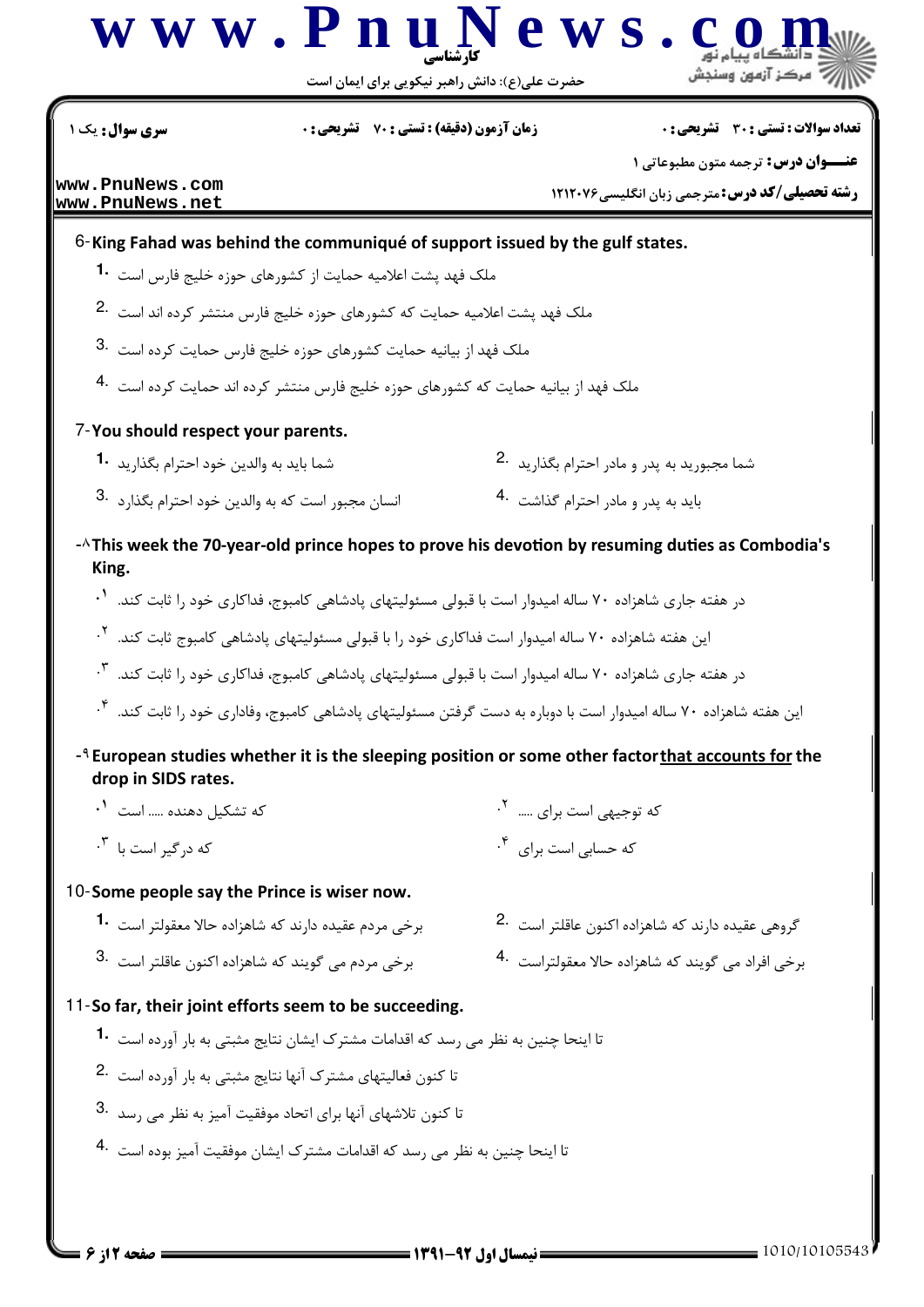6- **King Fahad was behind the communiqué of support issued by the gulf states.**

1. ملک فهد پشت اعلامیه حمایت از کشورهای حوزه خلیج فارس است
2. ملک فهد پشت اعلامیه حمایت که کشورهای حوزه خلیج فارس منتشر کرده اند است
3. ملک فهد از بیانیه حمایت کشورهای حوزه خلیج فارس حمایت کرده است
4. ملک فهد از بیانیه حمایت که کشورهای حوزه خلیج فارس منتشر کرده اند حمایت کرده است

7- **You should respect your parents.**

1. شما باید به والدین خود احترام بگذارید
2. شما مجبورید به پدر و مادر احترام بگذارید
3. انسان مجبور است که به والدین خود احترام بگذارد
4. باید به پدر و مادر احترام گذاشت

۸- **This week the 70-year-old prince hopes to prove his devotion by resuming duties as Combodia's King.**

۱. در هفته جاری شاهزاده ۷۰ ساله امیدوار است با قبولی مسئولیتهای پادشاهی کامبوج، فداکاری خود را ثابت کند.
۲. این هفته شاهزاده ۷۰ ساله امیدوار است فداکاری خود را با قبولی مسئولیتهای پادشاهی کامبوج ثابت کند.
۳. در هفته جاری شاهزاده ۷۰ ساله امیدوار است با قبولی مسئولیتهای پادشاهی کامبوج، فداکاری خود را ثابت کند.
۴. این هفته شاهزاده ۷۰ ساله امیدوار است با دوباره به دست گرفتن مسئولیتهای پادشاهی کامبوج، وفاداری خود را ثابت کند.

۹- **European studies whether it is the sleeping position or some other factor that accounts for the drop in SIDS rates.**

۱. که تشکیل دهنده ..... است
۲. که توجیهی است برای .....
۳. که درگیر است با
۴. که حسابی است برای

10- **Some people say the Prince is wiser now.**

1. برخی مردم عقیده دارند که شاهزاده حالا معقولتر است
2. گروهی عقیده دارند که شاهزاده اکنون عاقلتر است
3. برخی مردم می گویند که شاهزاده اکنون عاقلتر است
4. برخی افراد می گویند که شاهزاده حالا معقولتراست

11- **So far, their joint efforts seem to be succeeding.**

1. تا اینجا چنین به نظر می رسد که اقدامات مشترک ایشان نتایج مثبتی به بار آورده است
2. تا کنون فعالیتهای مشترک آنها نتایج مثبتی به بار آورده است
3. تا کنون تلاشهای آنها برای اتحاد موفقیت آمیز به نظر می رسد
4. تا اینجا چنین به نظر می رسد که اقدامات مشترک ایشان موفقیت آمیز بوده است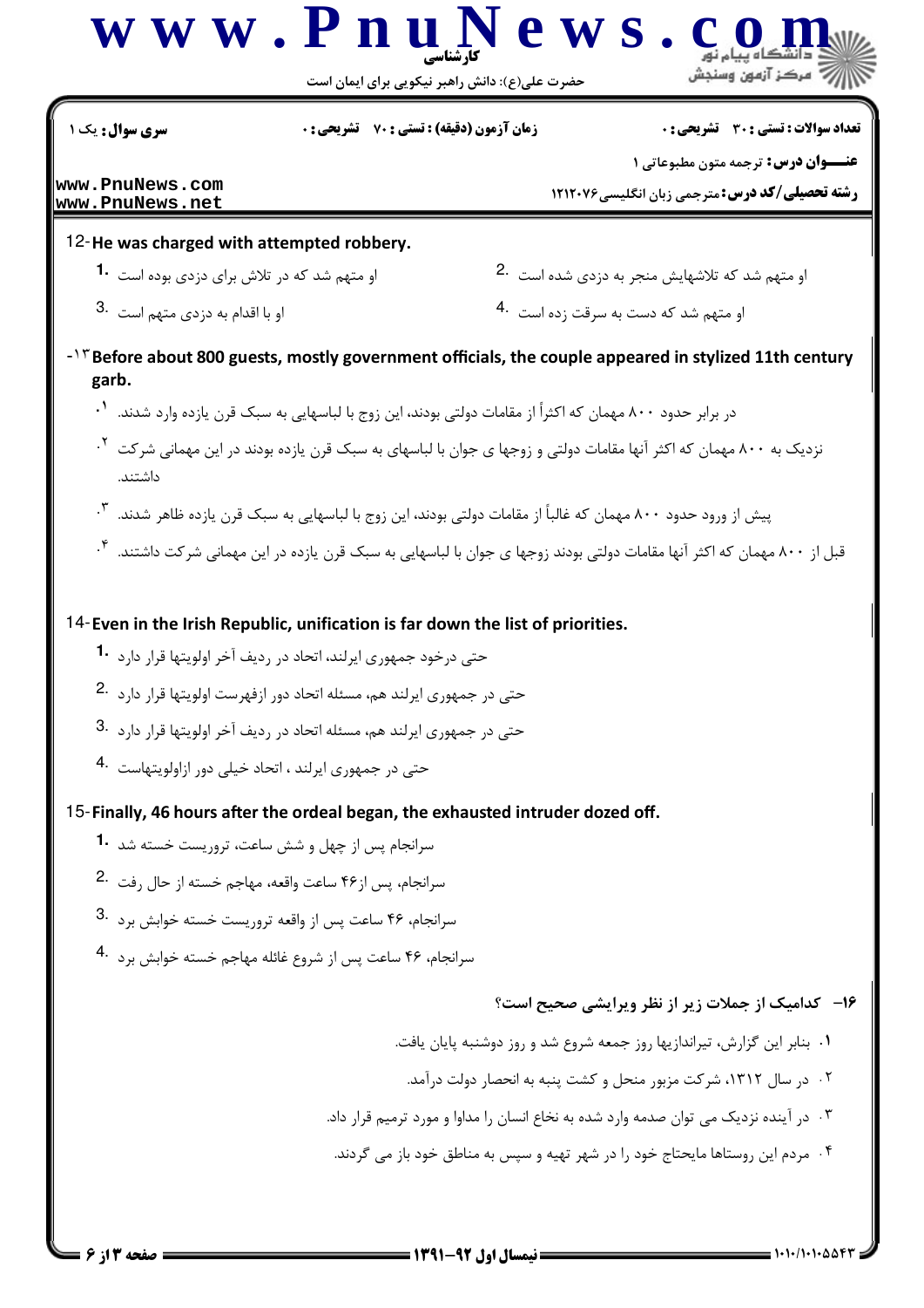**سری سوال:** یک ۱ | **زمان آزمون (دقیقه) : تستی : ۷۰ تشریحی : ۰** | **تعداد سوالات : تستی : ۳۰ تشریحی : ۰**

**عنـــوان درس:** ترجمه متون مطبوعاتی ۱

**رشته تحصیلی/کد درس:** مترجمی زبان انگلیسی ۱۲۱۲۰۷۶

12- **He was charged with attempted robbery.**

1. او متهم شد که در تلاش برای دزدی بوده است
2. او متهم شد که تلاشهایش منجر به دزدی شده است
3. او با اقدام به دزدی متهم است
4. او متهم شد که دست به سرقت زده است

۱۳- **Before about 800 guests, mostly government officials, the couple appeared in stylized 11th century garb.**

۱. در برابر حدود ۸۰۰ مهمان که اکثراً از مقامات دولتی بودند، این زوج با لباسهایی به سبک قرن یازده وارد شدند.

۲. نزدیک به ۸۰۰ مهمان که اکثر آنها مقامات دولتی و زوجها ی جوان با لباسهای به سبک قرن یازده بودند در این مهمانی شرکت داشتند.

۳. پیش از ورود حدود ۸۰۰ مهمان که غالباً از مقامات دولتی بودند، این زوج با لباسهایی به سبک قرن یازده ظاهر شدند.

۴. قبل از ۸۰۰ مهمان که اکثر آنها مقامات دولتی بودند زوجها ی جوان با لباسهایی به سبک قرن یازده در این مهمانی شرکت داشتند.

14- **Even in the Irish Republic, unification is far down the list of priorities.**

1. حتی درخود جمهوری ایرلند، اتحاد در ردیف آخر اولویتها قرار دارد
2. حتی در جمهوری ایرلند هم، مسئله اتحاد دور ازفهرست اولویتها قرار دارد
3. حتی در جمهوری ایرلند هم، مسئله اتحاد در ردیف آخر اولویتها قرار دارد
4. حتی در جمهوری ایرلند ، اتحاد خیلی دور ازاولویتهاست

15- **Finally, 46 hours after the ordeal began, the exhausted intruder dozed off.**

1. سرانجام پس از چهل و شش ساعت، تروریست خسته شد
2. سرانجام، پس از۴۶ ساعت واقعه، مهاجم خسته از حال رفت
3. سرانجام، ۴۶ ساعت پس از واقعه تروریست خسته خوابش برد
4. سرانجام، ۴۶ ساعت پس از شروع غائله مهاجم خسته خوابش برد

**۱۶- کدامیک از جملات زیر از نظر ویرایشی صحیح است؟**

۱. بنابر این گزارش، تیراندازیها روز جمعه شروع شد و روز دوشنبه پایان یافت.

۲. در سال ۱۳۱۲، شرکت مزبور منحل و کشت پنبه به انحصار دولت درآمد.

۳. در آینده نزدیک می توان صدمه وارد شده به نخاع انسان را مداوا و مورد ترمیم قرار داد.

۴. مردم این روستاها مایحتاج خود را در شهر تهیه و سپس به مناطق خود باز می گردند.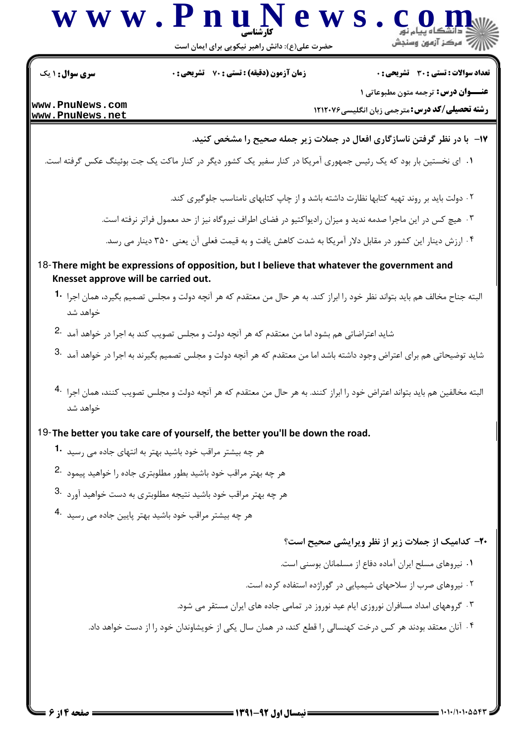**۱۷- با در نظر گرفتن ناسازگاری افعال در جملات زیر جمله صحیح را مشخص کنید.**

۱. ای نخستین بار بود که یک رئیس جمهوری آمریکا در کنار سفیر یک کشور دیگر در کنار ماکت یک جت بوئینگ عکس گرفته است.

۲. دولت باید بر روند تهیه کتابها نظارت داشته باشد و از چاپ کتابهای نامناسب جلوگیری کند.

۳. هیچ کس در این ماجرا صدمه ندید و میزان رادیواکتیو در فضای اطراف نیروگاه نیز از حد معمول فراتر نرفته است.

۴. ارزش دینار این کشور در مقابل دلار آمریکا به شدت کاهش یافت و به قیمت فعلی آن یعنی ۳۵۰ دینار می رسد.

**18-There might be expressions of opposition, but I believe that whatever the government and Knesset approve will be carried out.**

1. البته جناح مخالف هم باید بتواند نظر خود را ابراز کند. به هر حال من معتقدم که هر آنچه دولت و مجلس تصمیم بگیرد، همان اجرا خواهد شد

2. شاید اعتراضاتی هم بشود اما من معتقدم که هر آنچه دولت و مجلس تصویب کند به اجرا در خواهد آمد

3. شاید توضیحاتی هم برای اعتراض وجود داشته باشد اما من معتقدم که هر آنچه دولت و مجلس تصمیم بگیرند به اجرا در خواهد آمد

4. البته مخالفین هم باید بتواند اعتراض خود را ابراز کنند. به هر حال من معتقدم که هر آنچه دولت و مجلس تصویب کنند، همان اجرا خواهد شد

**19-The better you take care of yourself, the better you'll be down the road.**

1. هر چه بیشتر مراقب خود باشید بهتر به انتهای جاده می رسید

2. هر چه بهتر مراقب خود باشید بطور مطلوبتری جاده را خواهید پیمود

3. هر چه بهتر مراقب خود باشید نتیجه مطلوبتری به دست خواهید آورد

4. هر چه بیشتر مراقب خود باشید بهتر پایین جاده می رسید

**۲۰- کدامیک از جملات زیر از نظر ویرایشی صحیح است؟**

۱. نیروهای مسلح ایران آماده دفاع از مسلمانان بوسنی است.

۲. نیروهای صرب از سلاحهای شیمیایی در گوراژده استفاده کرده است.

۳. گروههای امداد مسافران نوروزی ایام عید نوروز در تمامی جاده های ایران مستقر می شود.

۴. آنان معتقد بودند هر کس درخت کهنسالی را قطع کند، در همان سال یکی از خویشاوندان خود را از دست خواهد داد.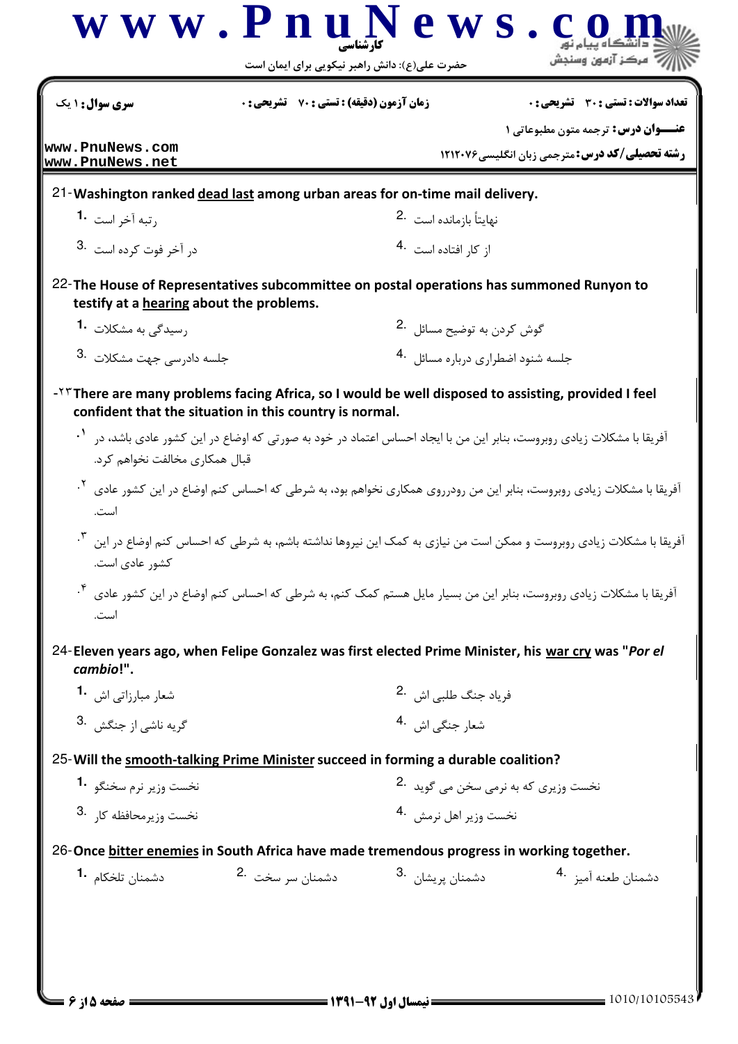**سری سوال:** ۱ یک

**زمان آزمون (دقیقه) : تستی :** ۷۰ **تشریحی :** ۰

**تعداد سوالات : تستی :** ۳۰ **تشریحی :** ۰

**عنـــوان درس:** ترجمه متون مطبوعاتی ۱

**رشته تحصیلی/کد درس:** مترجمی زبان انگلیسی ۱۲۱۲۰۷۶

21- Washington ranked <u>dead last</u> among urban areas for on-time mail delivery.

1. رتبه آخر است
2. نهایتاً بازمانده است
3. در آخر فوت کرده است
4. از کار افتاده است

22- The House of Representatives subcommittee on postal operations has summoned Runyon to testify at a <u>hearing</u> about the problems.

1. رسیدگی به مشکلات
2. گوش کردن به توضیح مسائل
3. جلسه دادرسی جهت مشکلات
4. جلسه شنود اضطراری درباره مسائل

۲۳- There are many problems facing Africa, so I would be well disposed to assisting, provided I feel confident that the situation in this country is normal.

۱. آفریقا با مشکلات زیادی روبروست، بنابر این من با ایجاد احساس اعتماد در خود به صورتی که اوضاع در این کشور عادی باشد، در قبال همکاری مخالفت نخواهم کرد.

۲. آفریقا با مشکلات زیادی روبروست، بنابر این من رودرروی همکاری نخواهم بود، به شرطی که احساس کنم اوضاع در این کشور عادی است.

۳. آفریقا با مشکلات زیادی روبروست و ممکن است من نیازی به کمک این نیروها نداشته باشم، به شرطی که احساس کنم اوضاع در این کشور عادی است.

۴. آفریقا با مشکلات زیادی روبروست، بنابر این من بسیار مایل هستم کمک کنم، به شرطی که احساس کنم اوضاع در این کشور عادی است.

24- Eleven years ago, when Felipe Gonzalez was first elected Prime Minister, his <u>war cry</u> was "*Por el cambio*!".

1. شعار مبارزاتی اش
2. فریاد جنگ طلبی اش
3. گریه ناشی از جنگش
4. شعار جنگی اش

25- Will the <u>smooth-talking Prime Minister</u> succeed in forming a durable coalition?

1. نخست وزیر نرم سخنگو
2. نخست وزیری که به نرمی سخن می گوید
3. نخست وزیرمحافظه کار
4. نخست وزیر اهل نرمش

26- Once <u>bitter enemies</u> in South Africa have made tremendous progress in working together.

1. دشمنان تلخکام
2. دشمنان سر سخت
3. دشمنان پریشان
4. دشمنان طعنه آمیز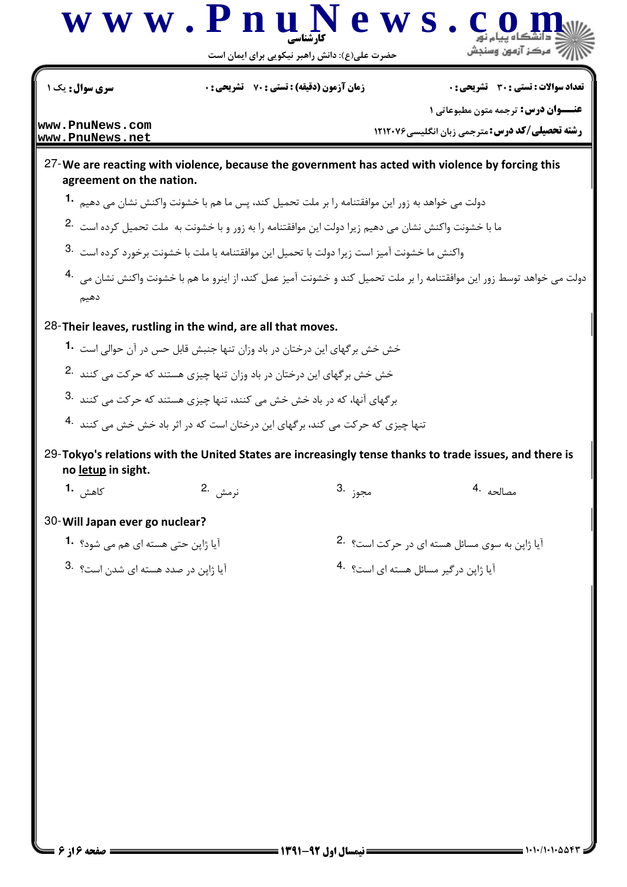27- **We are reacting with violence, because the government has acted with violence by forcing this agreement on the nation.**

1. دولت می خواهد به زور این موافقتنامه را بر ملت تحمیل کند، پس ما هم با خشونت واکنش نشان می دهیم
2. ما با خشونت واکنش نشان می دهیم زیرا دولت این موافقتنامه را به زور و با خشونت به ملت تحمیل کرده است
3. واکنش ما خشونت آمیز است زیرا دولت با تحمیل این موافقتنامه با ملت با خشونت برخورد کرده است
4. دولت می خواهد توسط زور این موافقتنامه را بر ملت تحمیل کند و خشونت آمیز عمل کند، از اینرو ما هم با خشونت واکنش نشان می دهیم

28- **Their leaves, rustling in the wind, are all that moves.**

1. خش خش برگهای این درختان در باد وزان تنها جنبش قابل حس در آن حوالی است
2. خش خش برگهای این درختان در باد وزان تنها چیزی هستند که حرکت می کنند
3. برگهای آنها، که در باد خش خش می کنند، تنها چیزی هستند که حرکت می کنند
4. تنها چیزی که حرکت می کند، برگهای این درختان است که در اثر باد خش خش می کنند

29- **Tokyo's relations with the United States are increasingly tense thanks to trade issues, and there is no letup in sight.**

1. کاهش
2. نرمش
3. مجوز
4. مصالحه

30- **Will Japan ever go nuclear?**

1. آیا ژاپن حتی هسته ای هم می شود؟
2. آیا ژاپن به سوی مسائل هسته ای در حرکت است؟
3. آیا ژاپن در صدد هسته ای شدن است؟
4. آیا ژاپن درگیر مسائل هسته ای است؟